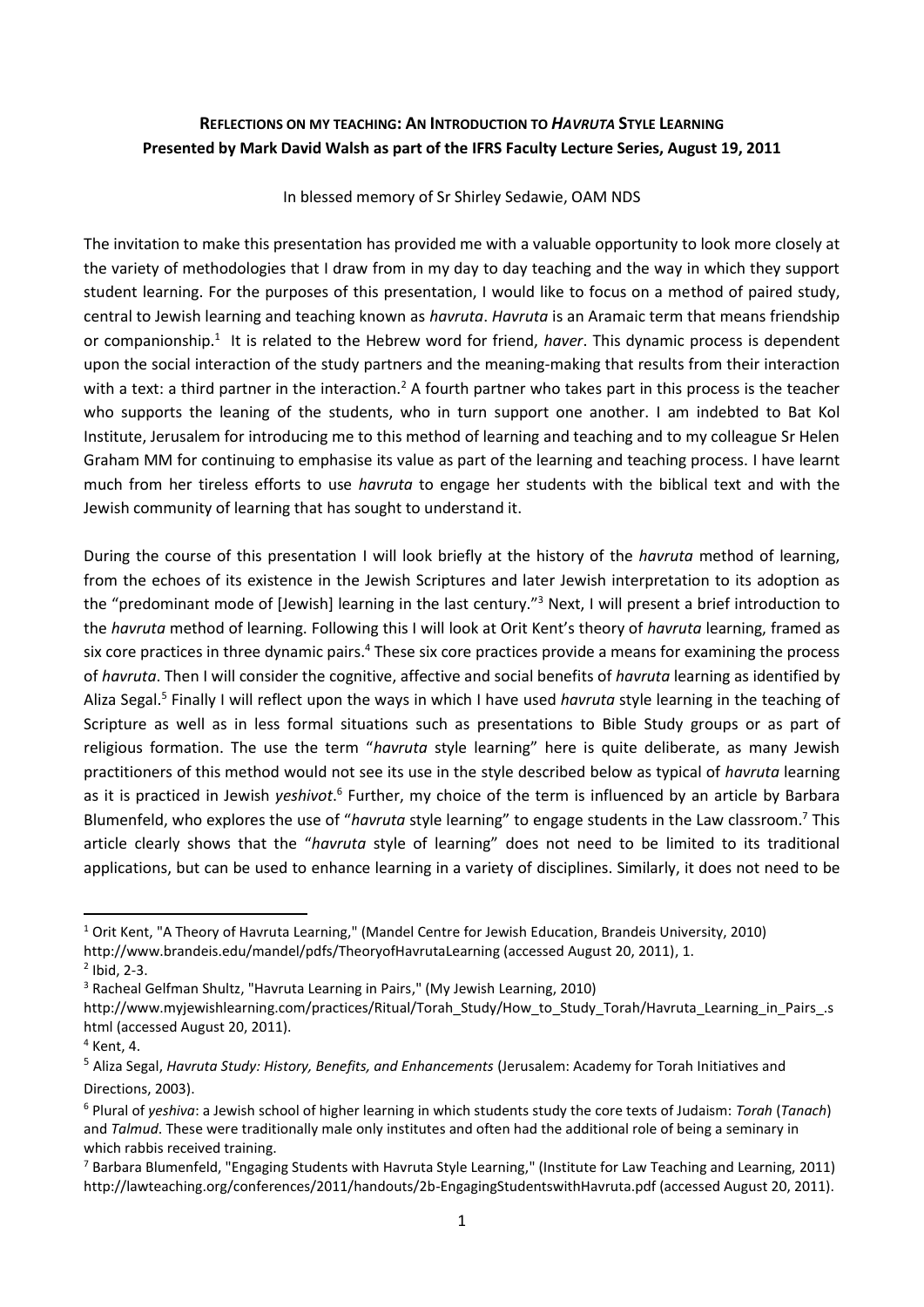**REFLECTIONS ON MY TEACHING: AN INTRODUCTION TO *HAVRUTA* STYLE LEARNING**
**Presented by Mark David Walsh as part of the IFRS Faculty Lecture Series, August 19, 2011**

In blessed memory of Sr Shirley Sedawie, OAM NDS

The invitation to make this presentation has provided me with a valuable opportunity to look more closely at the variety of methodologies that I draw from in my day to day teaching and the way in which they support student learning. For the purposes of this presentation, I would like to focus on a method of paired study, central to Jewish learning and teaching known as *havruta*. *Havruta* is an Aramaic term that means friendship or companionship.[1] It is related to the Hebrew word for friend, *haver*. This dynamic process is dependent upon the social interaction of the study partners and the meaning-making that results from their interaction with a text: a third partner in the interaction.[2] A fourth partner who takes part in this process is the teacher who supports the leaning of the students, who in turn support one another. I am indebted to Bat Kol Institute, Jerusalem for introducing me to this method of learning and teaching and to my colleague Sr Helen Graham MM for continuing to emphasise its value as part of the learning and teaching process. I have learnt much from her tireless efforts to use *havruta* to engage her students with the biblical text and with the Jewish community of learning that has sought to understand it.

During the course of this presentation I will look briefly at the history of the *havruta* method of learning, from the echoes of its existence in the Jewish Scriptures and later Jewish interpretation to its adoption as the "predominant mode of [Jewish] learning in the last century."[3] Next, I will present a brief introduction to the *havruta* method of learning. Following this I will look at Orit Kent's theory of *havruta* learning, framed as six core practices in three dynamic pairs.[4] These six core practices provide a means for examining the process of *havruta*. Then I will consider the cognitive, affective and social benefits of *havruta* learning as identified by Aliza Segal.[5] Finally I will reflect upon the ways in which I have used *havruta* style learning in the teaching of Scripture as well as in less formal situations such as presentations to Bible Study groups or as part of religious formation. The use the term "*havruta* style learning" here is quite deliberate, as many Jewish practitioners of this method would not see its use in the style described below as typical of *havruta* learning as it is practiced in Jewish *yeshivot*.[6] Further, my choice of the term is influenced by an article by Barbara Blumenfeld, who explores the use of "*havruta* style learning" to engage students in the Law classroom.[7] This article clearly shows that the "*havruta* style of learning" does not need to be limited to its traditional applications, but can be used to enhance learning in a variety of disciplines. Similarly, it does not need to be

---

[1] Orit Kent, "A Theory of Havruta Learning," (Mandel Centre for Jewish Education, Brandeis University, 2010) http://www.brandeis.edu/mandel/pdfs/TheoryofHavrutaLearning (accessed August 20, 2011), 1.

[2] Ibid, 2-3.

[3] Racheal Gelfman Shultz, "Havruta Learning in Pairs," (My Jewish Learning, 2010) http://www.myjewishlearning.com/practices/Ritual/Torah_Study/How_to_Study_Torah/Havruta_Learning_in_Pairs_.shtml (accessed August 20, 2011).

[4] Kent, 4.

[5] Aliza Segal, *Havruta Study: History, Benefits, and Enhancements* (Jerusalem: Academy for Torah Initiatives and Directions, 2003).

[6] Plural of *yeshiva*: a Jewish school of higher learning in which students study the core texts of Judaism: *Torah* (*Tanach*) and *Talmud*. These were traditionally male only institutes and often had the additional role of being a seminary in which rabbis received training.

[7] Barbara Blumenfeld, "Engaging Students with Havruta Style Learning," (Institute for Law Teaching and Learning, 2011) http://lawteaching.org/conferences/2011/handouts/2b-EngagingStudentswithHavruta.pdf (accessed August 20, 2011).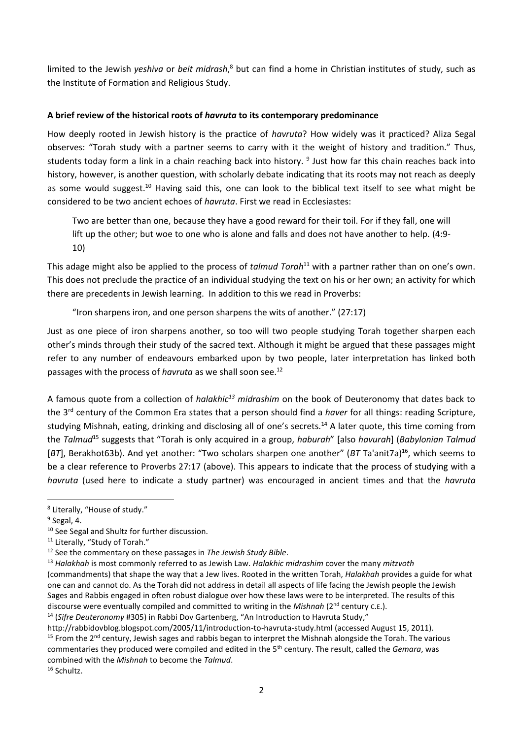limited to the Jewish *yeshiva* or *beit midrash*,[8] but can find a home in Christian institutes of study, such as the Institute of Formation and Religious Study.

**A brief review of the historical roots of *havruta* to its contemporary predominance**

How deeply rooted in Jewish history is the practice of *havruta*? How widely was it practiced? Aliza Segal observes: "Torah study with a partner seems to carry with it the weight of history and tradition." Thus, students today form a link in a chain reaching back into history. [9] Just how far this chain reaches back into history, however, is another question, with scholarly debate indicating that its roots may not reach as deeply as some would suggest.[10] Having said this, one can look to the biblical text itself to see what might be considered to be two ancient echoes of *havruta*. First we read in Ecclesiastes:

> Two are better than one, because they have a good reward for their toil. For if they fall, one will lift up the other; but woe to one who is alone and falls and does not have another to help. (4:9-10)

This adage might also be applied to the process of *talmud Torah*[11] with a partner rather than on one's own. This does not preclude the practice of an individual studying the text on his or her own; an activity for which there are precedents in Jewish learning. In addition to this we read in Proverbs:

> "Iron sharpens iron, and one person sharpens the wits of another." (27:17)

Just as one piece of iron sharpens another, so too will two people studying Torah together sharpen each other's minds through their study of the sacred text. Although it might be argued that these passages might refer to any number of endeavours embarked upon by two people, later interpretation has linked both passages with the process of *havruta* as we shall soon see.[12]

A famous quote from a collection of *halakhic*[13] *midrashim* on the book of Deuteronomy that dates back to the 3rd century of the Common Era states that a person should find a *haver* for all things: reading Scripture, studying Mishnah, eating, drinking and disclosing all of one's secrets.[14] A later quote, this time coming from the *Talmud*[15] suggests that "Torah is only acquired in a group, *haburah*" [also *havurah*] (*Babylonian Talmud* [*BT*], Berakhot63b). And yet another: "Two scholars sharpen one another" (*BT* Ta'anit7a)[16], which seems to be a clear reference to Proverbs 27:17 (above). This appears to indicate that the process of studying with a *havruta* (used here to indicate a study partner) was encouraged in ancient times and that the *havruta*

---

[8] Literally, "House of study."

[9] Segal, 4.

[10] See Segal and Shultz for further discussion.

[11] Literally, "Study of Torah."

[12] See the commentary on these passages in *The Jewish Study Bible*.

[13] *Halakhah* is most commonly referred to as Jewish Law. *Halakhic midrashim* cover the many *mitzvoth* (commandments) that shape the way that a Jew lives. Rooted in the written Torah, *Halakhah* provides a guide for what one can and cannot do. As the Torah did not address in detail all aspects of life facing the Jewish people the Jewish Sages and Rabbis engaged in often robust dialogue over how these laws were to be interpreted. The results of this discourse were eventually compiled and committed to writing in the *Mishnah* (2nd century C.E.).

[14] (*Sifre Deuteronomy* #305) in Rabbi Dov Gartenberg, "An Introduction to Havruta Study," http://rabbidovblog.blogspot.com/2005/11/introduction-to-havruta-study.html (accessed August 15, 2011).

[15] From the 2nd century, Jewish sages and rabbis began to interpret the Mishnah alongside the Torah. The various commentaries they produced were compiled and edited in the 5th century. The result, called the *Gemara*, was combined with the *Mishnah* to become the *Talmud*.

[16] Schultz.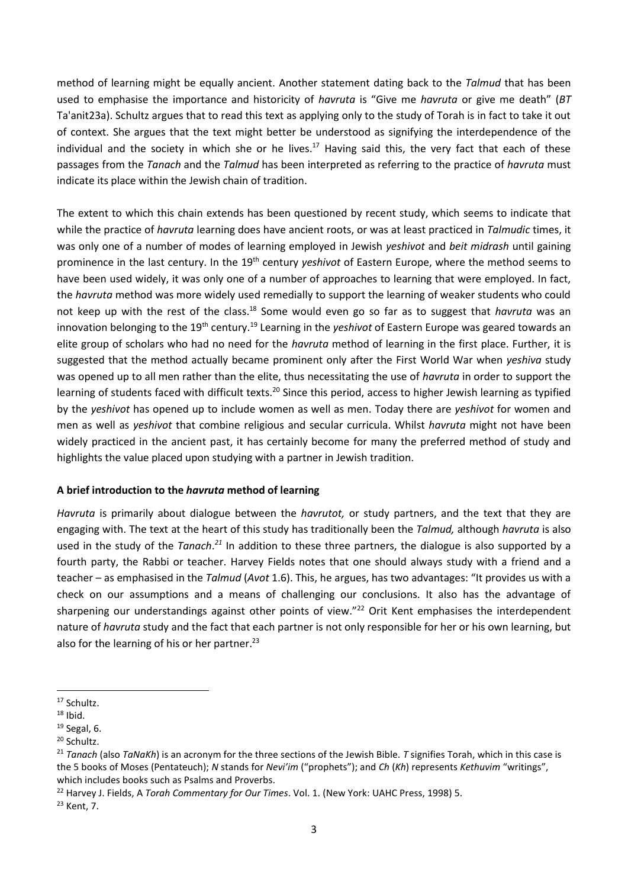method of learning might be equally ancient. Another statement dating back to the *Talmud* that has been used to emphasise the importance and historicity of *havruta* is "Give me *havruta* or give me death" (*BT* Ta'anit23a). Schultz argues that to read this text as applying only to the study of Torah is in fact to take it out of context. She argues that the text might better be understood as signifying the interdependence of the individual and the society in which she or he lives.[17] Having said this, the very fact that each of these passages from the *Tanach* and the *Talmud* has been interpreted as referring to the practice of *havruta* must indicate its place within the Jewish chain of tradition.

The extent to which this chain extends has been questioned by recent study, which seems to indicate that while the practice of *havruta* learning does have ancient roots, or was at least practiced in *Talmudic* times, it was only one of a number of modes of learning employed in Jewish *yeshivot* and *beit midrash* until gaining prominence in the last century. In the 19th century *yeshivot* of Eastern Europe, where the method seems to have been used widely, it was only one of a number of approaches to learning that were employed. In fact, the *havruta* method was more widely used remedially to support the learning of weaker students who could not keep up with the rest of the class.[18] Some would even go so far as to suggest that *havruta* was an innovation belonging to the 19th century.[19] Learning in the *yeshivot* of Eastern Europe was geared towards an elite group of scholars who had no need for the *havruta* method of learning in the first place. Further, it is suggested that the method actually became prominent only after the First World War when *yeshiva* study was opened up to all men rather than the elite, thus necessitating the use of *havruta* in order to support the learning of students faced with difficult texts.[20] Since this period, access to higher Jewish learning as typified by the *yeshivot* has opened up to include women as well as men. Today there are *yeshivot* for women and men as well as *yeshivot* that combine religious and secular curricula. Whilst *havruta* might not have been widely practiced in the ancient past, it has certainly become for many the preferred method of study and highlights the value placed upon studying with a partner in Jewish tradition.

**A brief introduction to the *havruta* method of learning**

*Havruta* is primarily about dialogue between the *havrutot,* or study partners, and the text that they are engaging with. The text at the heart of this study has traditionally been the *Talmud,* although *havruta* is also used in the study of the *Tanach*.[21] In addition to these three partners, the dialogue is also supported by a fourth party, the Rabbi or teacher. Harvey Fields notes that one should always study with a friend and a teacher – as emphasised in the *Talmud* (*Avot* 1.6). This, he argues, has two advantages: "It provides us with a check on our assumptions and a means of challenging our conclusions. It also has the advantage of sharpening our understandings against other points of view."[22] Orit Kent emphasises the interdependent nature of *havruta* study and the fact that each partner is not only responsible for her or his own learning, but also for the learning of his or her partner.[23]

[17] Schultz.

[18] Ibid.

[19] Segal, 6.

[20] Schultz.

[21] *Tanach* (also *TaNaKh*) is an acronym for the three sections of the Jewish Bible. *T* signifies Torah, which in this case is the 5 books of Moses (Pentateuch); *N* stands for *Nevi'im* ("prophets"); and *Ch* (*Kh*) represents *Kethuvim* "writings", which includes books such as Psalms and Proverbs.

[22] Harvey J. Fields, A *Torah Commentary for Our Times*. Vol. 1. (New York: UAHC Press, 1998) 5.

[23] Kent, 7.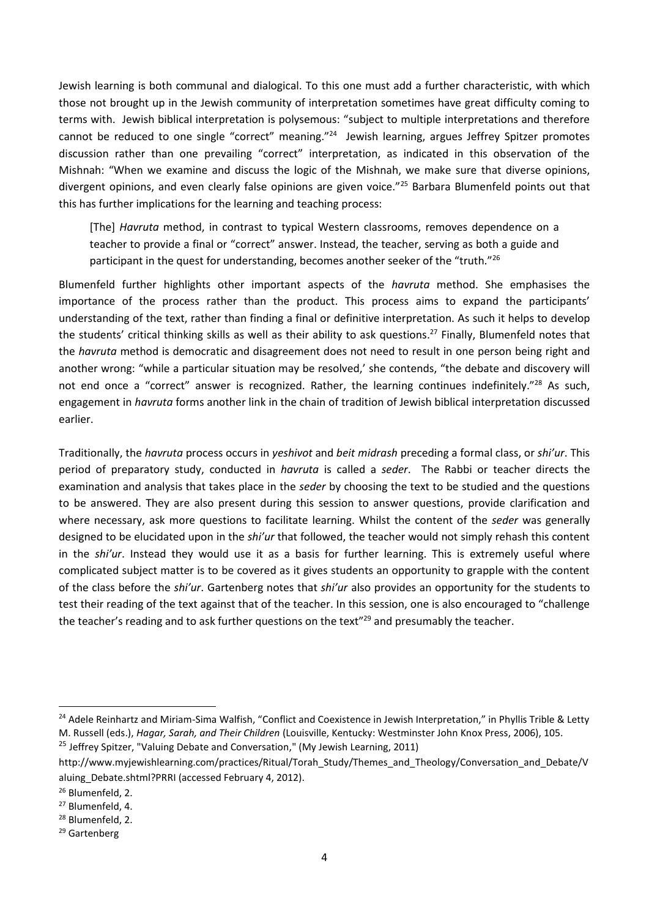Jewish learning is both communal and dialogical. To this one must add a further characteristic, with which those not brought up in the Jewish community of interpretation sometimes have great difficulty coming to terms with. Jewish biblical interpretation is polysemous: "subject to multiple interpretations and therefore cannot be reduced to one single "correct" meaning."[24] Jewish learning, argues Jeffrey Spitzer promotes discussion rather than one prevailing "correct" interpretation, as indicated in this observation of the Mishnah: "When we examine and discuss the logic of the Mishnah, we make sure that diverse opinions, divergent opinions, and even clearly false opinions are given voice."[25] Barbara Blumenfeld points out that this has further implications for the learning and teaching process:

> [The] *Havruta* method, in contrast to typical Western classrooms, removes dependence on a teacher to provide a final or "correct" answer. Instead, the teacher, serving as both a guide and participant in the quest for understanding, becomes another seeker of the "truth."[26]

Blumenfeld further highlights other important aspects of the *havruta* method. She emphasises the importance of the process rather than the product. This process aims to expand the participants' understanding of the text, rather than finding a final or definitive interpretation. As such it helps to develop the students' critical thinking skills as well as their ability to ask questions.[27] Finally, Blumenfeld notes that the *havruta* method is democratic and disagreement does not need to result in one person being right and another wrong: "while a particular situation may be resolved,' she contends, "the debate and discovery will not end once a "correct" answer is recognized. Rather, the learning continues indefinitely."[28] As such, engagement in *havruta* forms another link in the chain of tradition of Jewish biblical interpretation discussed earlier.

Traditionally, the *havruta* process occurs in *yeshivot* and *beit midrash* preceding a formal class, or *shi'ur*. This period of preparatory study, conducted in *havruta* is called a *seder*. The Rabbi or teacher directs the examination and analysis that takes place in the *seder* by choosing the text to be studied and the questions to be answered. They are also present during this session to answer questions, provide clarification and where necessary, ask more questions to facilitate learning. Whilst the content of the *seder* was generally designed to be elucidated upon in the *shi'ur* that followed, the teacher would not simply rehash this content in the *shi'ur*. Instead they would use it as a basis for further learning. This is extremely useful where complicated subject matter is to be covered as it gives students an opportunity to grapple with the content of the class before the *shi'ur*. Gartenberg notes that *shi'ur* also provides an opportunity for the students to test their reading of the text against that of the teacher. In this session, one is also encouraged to "challenge the teacher's reading and to ask further questions on the text"[29] and presumably the teacher.

---

[24] Adele Reinhartz and Miriam-Sima Walfish, "Conflict and Coexistence in Jewish Interpretation," in Phyllis Trible & Letty M. Russell (eds.), *Hagar, Sarah, and Their Children* (Louisville, Kentucky: Westminster John Knox Press, 2006), 105.

[25] Jeffrey Spitzer, "Valuing Debate and Conversation," (My Jewish Learning, 2011) http://www.myjewishlearning.com/practices/Ritual/Torah_Study/Themes_and_Theology/Conversation_and_Debate/Valuing_Debate.shtml?PRRI (accessed February 4, 2012).

[26] Blumenfeld, 2.

[27] Blumenfeld, 4.

[28] Blumenfeld, 2.

[29] Gartenberg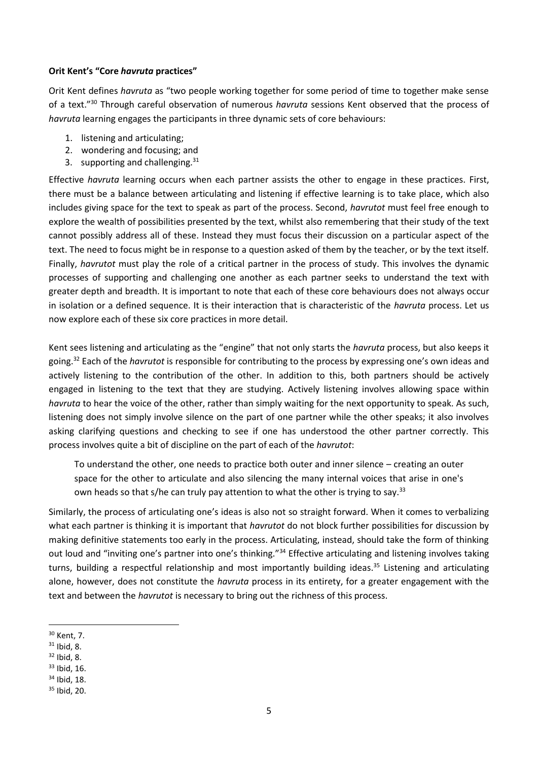**Orit Kent's "Core *havruta* practices"**

Orit Kent defines *havruta* as "two people working together for some period of time to together make sense of a text."[30] Through careful observation of numerous *havruta* sessions Kent observed that the process of *havruta* learning engages the participants in three dynamic sets of core behaviours:

1. listening and articulating;
2. wondering and focusing; and
3. supporting and challenging.[31]

Effective *havruta* learning occurs when each partner assists the other to engage in these practices. First, there must be a balance between articulating and listening if effective learning is to take place, which also includes giving space for the text to speak as part of the process. Second, *havrutot* must feel free enough to explore the wealth of possibilities presented by the text, whilst also remembering that their study of the text cannot possibly address all of these. Instead they must focus their discussion on a particular aspect of the text. The need to focus might be in response to a question asked of them by the teacher, or by the text itself. Finally, *havrutot* must play the role of a critical partner in the process of study. This involves the dynamic processes of supporting and challenging one another as each partner seeks to understand the text with greater depth and breadth. It is important to note that each of these core behaviours does not always occur in isolation or a defined sequence. It is their interaction that is characteristic of the *havruta* process. Let us now explore each of these six core practices in more detail.

Kent sees listening and articulating as the "engine" that not only starts the *havruta* process, but also keeps it going.[32] Each of the *havrutot* is responsible for contributing to the process by expressing one's own ideas and actively listening to the contribution of the other. In addition to this, both partners should be actively engaged in listening to the text that they are studying. Actively listening involves allowing space within *havruta* to hear the voice of the other, rather than simply waiting for the next opportunity to speak. As such, listening does not simply involve silence on the part of one partner while the other speaks; it also involves asking clarifying questions and checking to see if one has understood the other partner correctly. This process involves quite a bit of discipline on the part of each of the *havrutot*:

> To understand the other, one needs to practice both outer and inner silence – creating an outer space for the other to articulate and also silencing the many internal voices that arise in one's own heads so that s/he can truly pay attention to what the other is trying to say.[33]

Similarly, the process of articulating one's ideas is also not so straight forward. When it comes to verbalizing what each partner is thinking it is important that *havrutot* do not block further possibilities for discussion by making definitive statements too early in the process. Articulating, instead, should take the form of thinking out loud and "inviting one's partner into one's thinking."[34] Effective articulating and listening involves taking turns, building a respectful relationship and most importantly building ideas.[35] Listening and articulating alone, however, does not constitute the *havruta* process in its entirety, for a greater engagement with the text and between the *havrutot* is necessary to bring out the richness of this process.

---

[30] Kent, 7.
[31] Ibid, 8.
[32] Ibid, 8.
[33] Ibid, 16.
[34] Ibid, 18.
[35] Ibid, 20.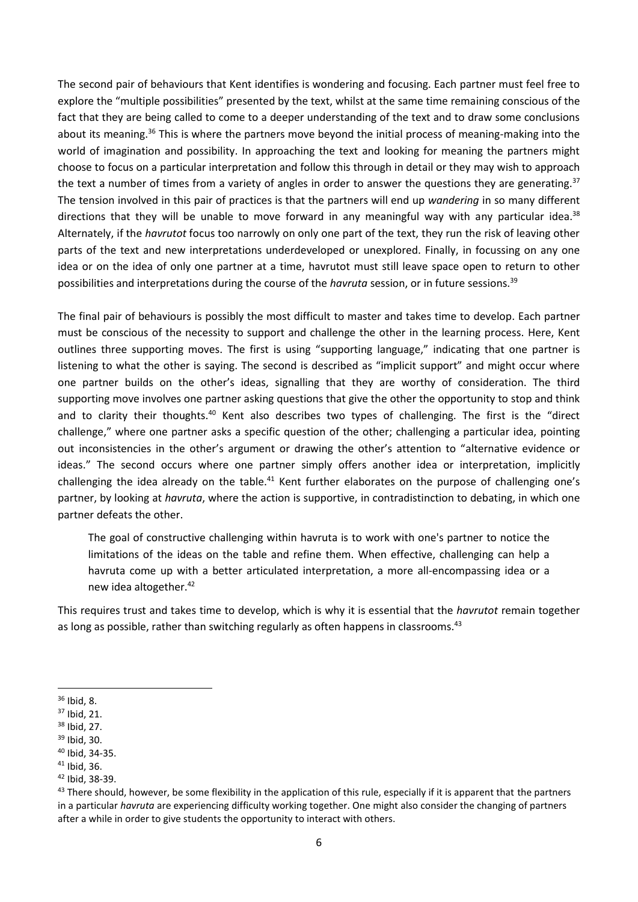The second pair of behaviours that Kent identifies is wondering and focusing. Each partner must feel free to explore the "multiple possibilities" presented by the text, whilst at the same time remaining conscious of the fact that they are being called to come to a deeper understanding of the text and to draw some conclusions about its meaning.[36] This is where the partners move beyond the initial process of meaning-making into the world of imagination and possibility. In approaching the text and looking for meaning the partners might choose to focus on a particular interpretation and follow this through in detail or they may wish to approach the text a number of times from a variety of angles in order to answer the questions they are generating.[37] The tension involved in this pair of practices is that the partners will end up *wandering* in so many different directions that they will be unable to move forward in any meaningful way with any particular idea.[38] Alternately, if the *havrutot* focus too narrowly on only one part of the text, they run the risk of leaving other parts of the text and new interpretations underdeveloped or unexplored. Finally, in focussing on any one idea or on the idea of only one partner at a time, havrutot must still leave space open to return to other possibilities and interpretations during the course of the *havruta* session, or in future sessions.[39]

The final pair of behaviours is possibly the most difficult to master and takes time to develop. Each partner must be conscious of the necessity to support and challenge the other in the learning process. Here, Kent outlines three supporting moves. The first is using "supporting language," indicating that one partner is listening to what the other is saying. The second is described as "implicit support" and might occur where one partner builds on the other's ideas, signalling that they are worthy of consideration. The third supporting move involves one partner asking questions that give the other the opportunity to stop and think and to clarity their thoughts.[40] Kent also describes two types of challenging. The first is the "direct challenge," where one partner asks a specific question of the other; challenging a particular idea, pointing out inconsistencies in the other's argument or drawing the other's attention to "alternative evidence or ideas." The second occurs where one partner simply offers another idea or interpretation, implicitly challenging the idea already on the table.[41] Kent further elaborates on the purpose of challenging one's partner, by looking at *havruta*, where the action is supportive, in contradistinction to debating, in which one partner defeats the other.

> The goal of constructive challenging within havruta is to work with one's partner to notice the limitations of the ideas on the table and refine them. When effective, challenging can help a havruta come up with a better articulated interpretation, a more all-encompassing idea or a new idea altogether.[42]

This requires trust and takes time to develop, which is why it is essential that the *havrutot* remain together as long as possible, rather than switching regularly as often happens in classrooms.[43]

---

[36] Ibid, 8.

[37] Ibid, 21.

[38] Ibid, 27.

[39] Ibid, 30.

[40] Ibid, 34-35.

[41] Ibid, 36.

[42] Ibid, 38-39.

[43] There should, however, be some flexibility in the application of this rule, especially if it is apparent that the partners in a particular *havruta* are experiencing difficulty working together. One might also consider the changing of partners after a while in order to give students the opportunity to interact with others.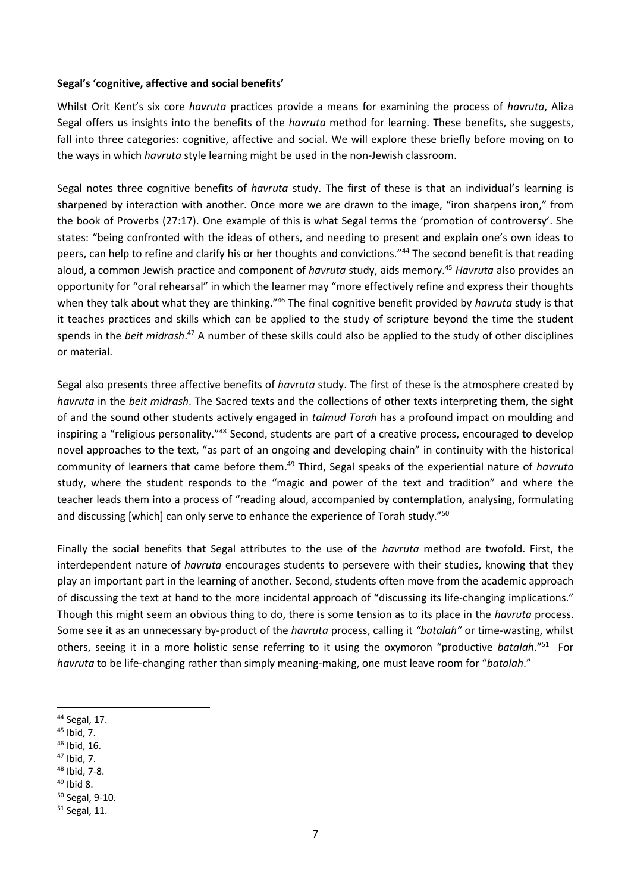**Segal's 'cognitive, affective and social benefits'**

Whilst Orit Kent's six core *havruta* practices provide a means for examining the process of *havruta*, Aliza Segal offers us insights into the benefits of the *havruta* method for learning. These benefits, she suggests, fall into three categories: cognitive, affective and social. We will explore these briefly before moving on to the ways in which *havruta* style learning might be used in the non-Jewish classroom.

Segal notes three cognitive benefits of *havruta* study. The first of these is that an individual's learning is sharpened by interaction with another. Once more we are drawn to the image, "iron sharpens iron," from the book of Proverbs (27:17). One example of this is what Segal terms the 'promotion of controversy'. She states: "being confronted with the ideas of others, and needing to present and explain one's own ideas to peers, can help to refine and clarify his or her thoughts and convictions."[44] The second benefit is that reading aloud, a common Jewish practice and component of *havruta* study, aids memory.[45] *Havruta* also provides an opportunity for "oral rehearsal" in which the learner may "more effectively refine and express their thoughts when they talk about what they are thinking."[46] The final cognitive benefit provided by *havruta* study is that it teaches practices and skills which can be applied to the study of scripture beyond the time the student spends in the *beit midrash*.[47] A number of these skills could also be applied to the study of other disciplines or material.

Segal also presents three affective benefits of *havruta* study. The first of these is the atmosphere created by *havruta* in the *beit midrash*. The Sacred texts and the collections of other texts interpreting them, the sight of and the sound other students actively engaged in *talmud Torah* has a profound impact on moulding and inspiring a "religious personality."[48] Second, students are part of a creative process, encouraged to develop novel approaches to the text, "as part of an ongoing and developing chain" in continuity with the historical community of learners that came before them.[49] Third, Segal speaks of the experiential nature of *havruta* study, where the student responds to the "magic and power of the text and tradition" and where the teacher leads them into a process of "reading aloud, accompanied by contemplation, analysing, formulating and discussing [which] can only serve to enhance the experience of Torah study."[50]

Finally the social benefits that Segal attributes to the use of the *havruta* method are twofold. First, the interdependent nature of *havruta* encourages students to persevere with their studies, knowing that they play an important part in the learning of another. Second, students often move from the academic approach of discussing the text at hand to the more incidental approach of "discussing its life-changing implications." Though this might seem an obvious thing to do, there is some tension as to its place in the *havruta* process. Some see it as an unnecessary by-product of the *havruta* process, calling it *"batalah"* or time-wasting, whilst others, seeing it in a more holistic sense referring to it using the oxymoron "productive *batalah*."[51] For *havruta* to be life-changing rather than simply meaning-making, one must leave room for "*batalah*."

---

[44] Segal, 17.
[45] Ibid, 7.
[46] Ibid, 16.
[47] Ibid, 7.
[48] Ibid, 7-8.
[49] Ibid 8.
[50] Segal, 9-10.
[51] Segal, 11.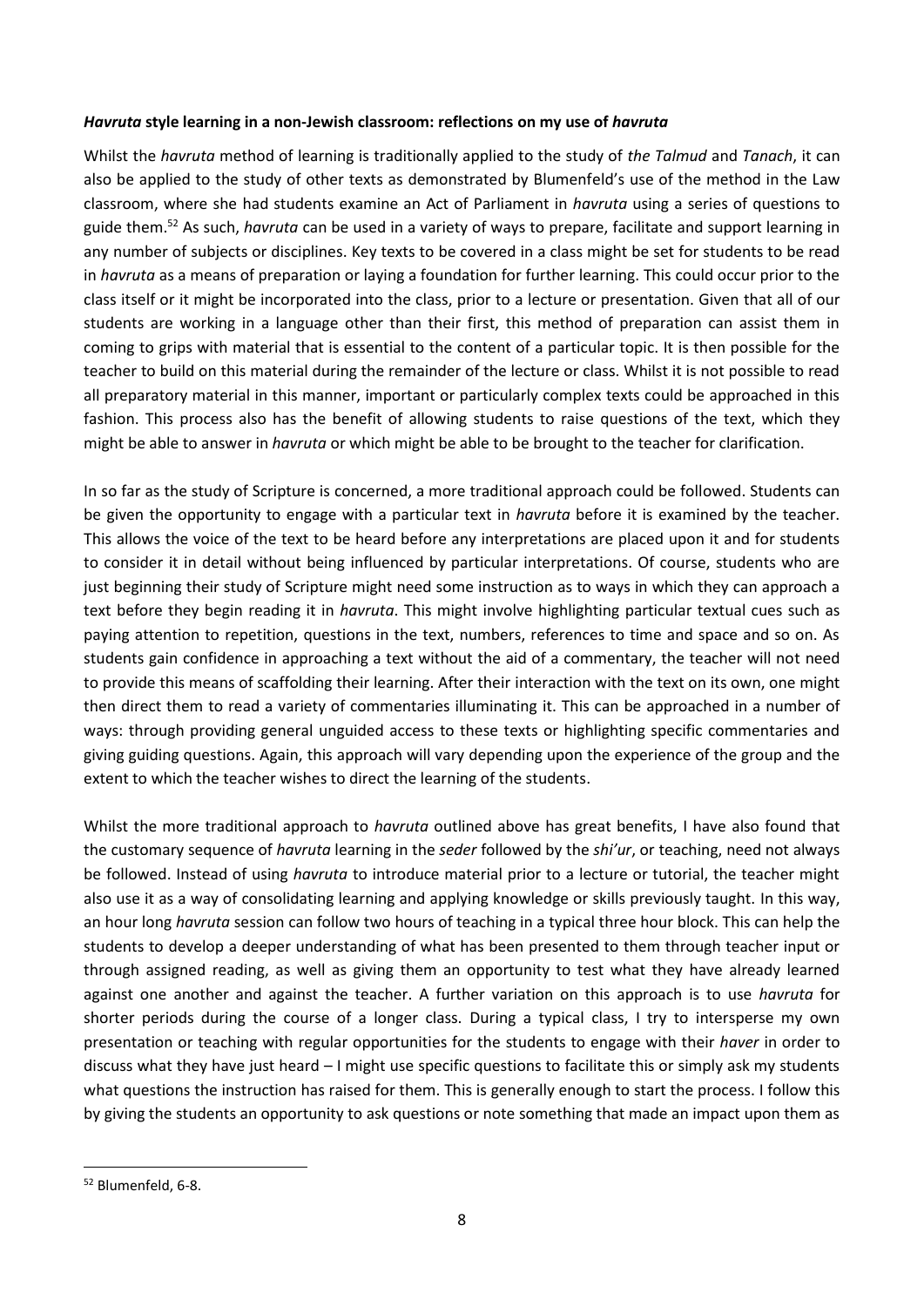***Havruta* style learning in a non-Jewish classroom: reflections on my use of *havruta***

Whilst the *havruta* method of learning is traditionally applied to the study of *the Talmud* and *Tanach*, it can also be applied to the study of other texts as demonstrated by Blumenfeld's use of the method in the Law classroom, where she had students examine an Act of Parliament in *havruta* using a series of questions to guide them.[52] As such, *havruta* can be used in a variety of ways to prepare, facilitate and support learning in any number of subjects or disciplines. Key texts to be covered in a class might be set for students to be read in *havruta* as a means of preparation or laying a foundation for further learning. This could occur prior to the class itself or it might be incorporated into the class, prior to a lecture or presentation. Given that all of our students are working in a language other than their first, this method of preparation can assist them in coming to grips with material that is essential to the content of a particular topic. It is then possible for the teacher to build on this material during the remainder of the lecture or class. Whilst it is not possible to read all preparatory material in this manner, important or particularly complex texts could be approached in this fashion. This process also has the benefit of allowing students to raise questions of the text, which they might be able to answer in *havruta* or which might be able to be brought to the teacher for clarification.

In so far as the study of Scripture is concerned, a more traditional approach could be followed. Students can be given the opportunity to engage with a particular text in *havruta* before it is examined by the teacher. This allows the voice of the text to be heard before any interpretations are placed upon it and for students to consider it in detail without being influenced by particular interpretations. Of course, students who are just beginning their study of Scripture might need some instruction as to ways in which they can approach a text before they begin reading it in *havruta*. This might involve highlighting particular textual cues such as paying attention to repetition, questions in the text, numbers, references to time and space and so on. As students gain confidence in approaching a text without the aid of a commentary, the teacher will not need to provide this means of scaffolding their learning. After their interaction with the text on its own, one might then direct them to read a variety of commentaries illuminating it. This can be approached in a number of ways: through providing general unguided access to these texts or highlighting specific commentaries and giving guiding questions. Again, this approach will vary depending upon the experience of the group and the extent to which the teacher wishes to direct the learning of the students.

Whilst the more traditional approach to *havruta* outlined above has great benefits, I have also found that the customary sequence of *havruta* learning in the *seder* followed by the *shi'ur*, or teaching, need not always be followed. Instead of using *havruta* to introduce material prior to a lecture or tutorial, the teacher might also use it as a way of consolidating learning and applying knowledge or skills previously taught. In this way, an hour long *havruta* session can follow two hours of teaching in a typical three hour block. This can help the students to develop a deeper understanding of what has been presented to them through teacher input or through assigned reading, as well as giving them an opportunity to test what they have already learned against one another and against the teacher. A further variation on this approach is to use *havruta* for shorter periods during the course of a longer class. During a typical class, I try to intersperse my own presentation or teaching with regular opportunities for the students to engage with their *haver* in order to discuss what they have just heard – I might use specific questions to facilitate this or simply ask my students what questions the instruction has raised for them. This is generally enough to start the process. I follow this by giving the students an opportunity to ask questions or note something that made an impact upon them as

---

[52] Blumenfeld, 6-8.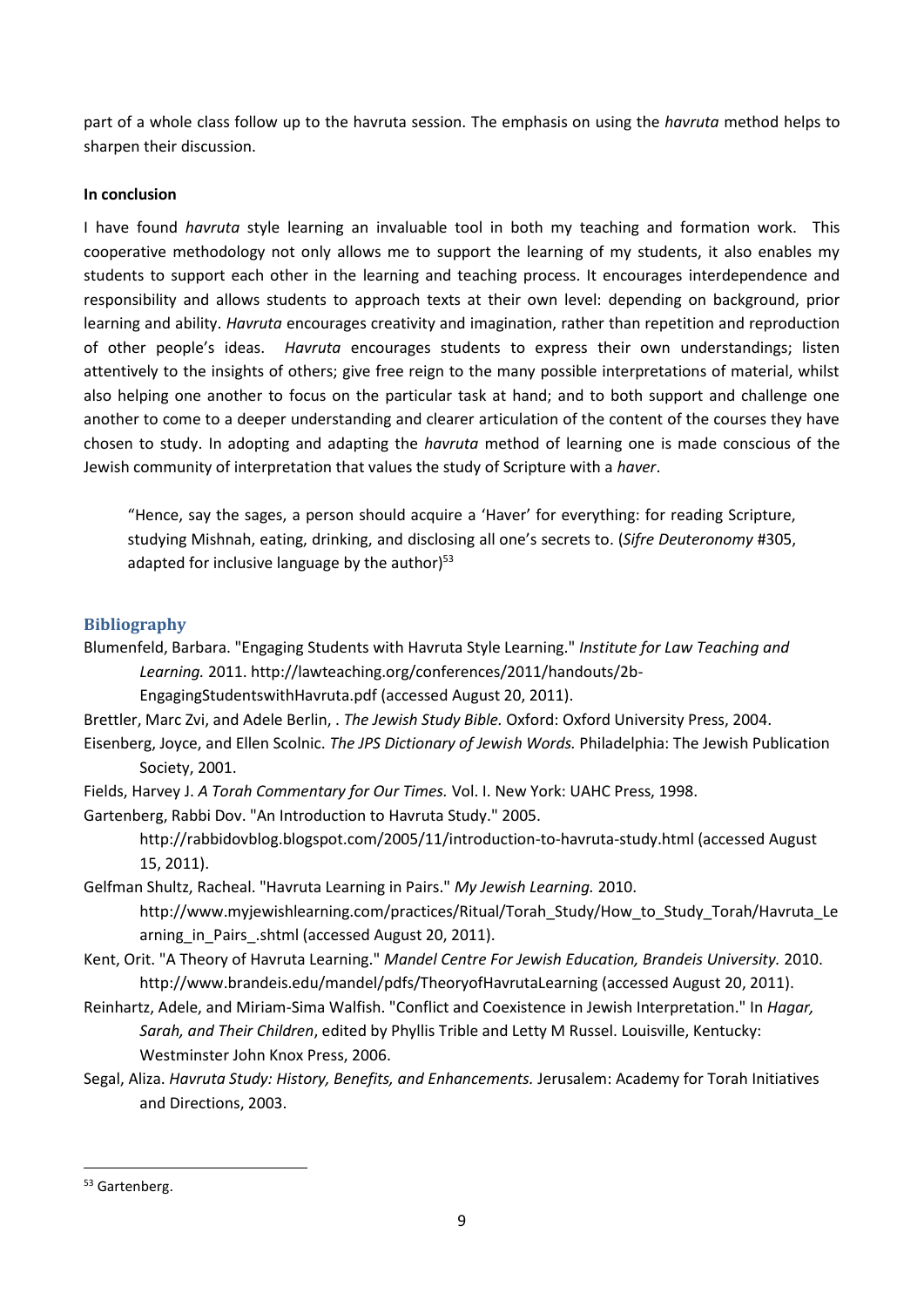part of a whole class follow up to the havruta session. The emphasis on using the *havruta* method helps to sharpen their discussion.

**In conclusion**

I have found *havruta* style learning an invaluable tool in both my teaching and formation work. This cooperative methodology not only allows me to support the learning of my students, it also enables my students to support each other in the learning and teaching process. It encourages interdependence and responsibility and allows students to approach texts at their own level: depending on background, prior learning and ability. *Havruta* encourages creativity and imagination, rather than repetition and reproduction of other people's ideas. *Havruta* encourages students to express their own understandings; listen attentively to the insights of others; give free reign to the many possible interpretations of material, whilst also helping one another to focus on the particular task at hand; and to both support and challenge one another to come to a deeper understanding and clearer articulation of the content of the courses they have chosen to study. In adopting and adapting the *havruta* method of learning one is made conscious of the Jewish community of interpretation that values the study of Scripture with a *haver*.

> "Hence, say the sages, a person should acquire a 'Haver' for everything: for reading Scripture, studying Mishnah, eating, drinking, and disclosing all one's secrets to. (*Sifre Deuteronomy* #305, adapted for inclusive language by the author)[53]

## Bibliography

Blumenfeld, Barbara. "Engaging Students with Havruta Style Learning." *Institute for Law Teaching and Learning.* 2011. http://lawteaching.org/conferences/2011/handouts/2b-EngagingStudentswithHavruta.pdf (accessed August 20, 2011).

Brettler, Marc Zvi, and Adele Berlin, . *The Jewish Study Bible.* Oxford: Oxford University Press, 2004.

Eisenberg, Joyce, and Ellen Scolnic. *The JPS Dictionary of Jewish Words.* Philadelphia: The Jewish Publication Society, 2001.

Fields, Harvey J. *A Torah Commentary for Our Times.* Vol. I. New York: UAHC Press, 1998.

Gartenberg, Rabbi Dov. "An Introduction to Havruta Study." 2005. http://rabbidovblog.blogspot.com/2005/11/introduction-to-havruta-study.html (accessed August 15, 2011).

Gelfman Shultz, Racheal. "Havruta Learning in Pairs." *My Jewish Learning.* 2010. http://www.myjewishlearning.com/practices/Ritual/Torah_Study/How_to_Study_Torah/Havruta_Learning_in_Pairs_.shtml (accessed August 20, 2011).

Kent, Orit. "A Theory of Havruta Learning." *Mandel Centre For Jewish Education, Brandeis University.* 2010. http://www.brandeis.edu/mandel/pdfs/TheoryofHavrutaLearning (accessed August 20, 2011).

Reinhartz, Adele, and Miriam-Sima Walfish. "Conflict and Coexistence in Jewish Interpretation." In *Hagar, Sarah, and Their Children*, edited by Phyllis Trible and Letty M Russel. Louisville, Kentucky: Westminster John Knox Press, 2006.

Segal, Aliza. *Havruta Study: History, Benefits, and Enhancements.* Jerusalem: Academy for Torah Initiatives and Directions, 2003.

---

[53] Gartenberg.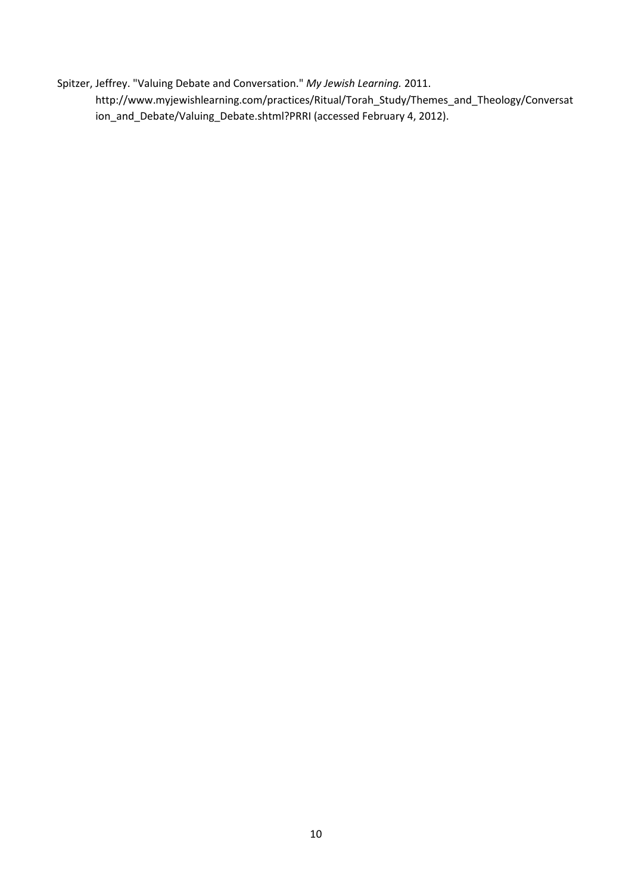Spitzer, Jeffrey. "Valuing Debate and Conversation." *My Jewish Learning.* 2011. http://www.myjewishlearning.com/practices/Ritual/Torah_Study/Themes_and_Theology/Conversation_and_Debate/Valuing_Debate.shtml?PRRI (accessed February 4, 2012).